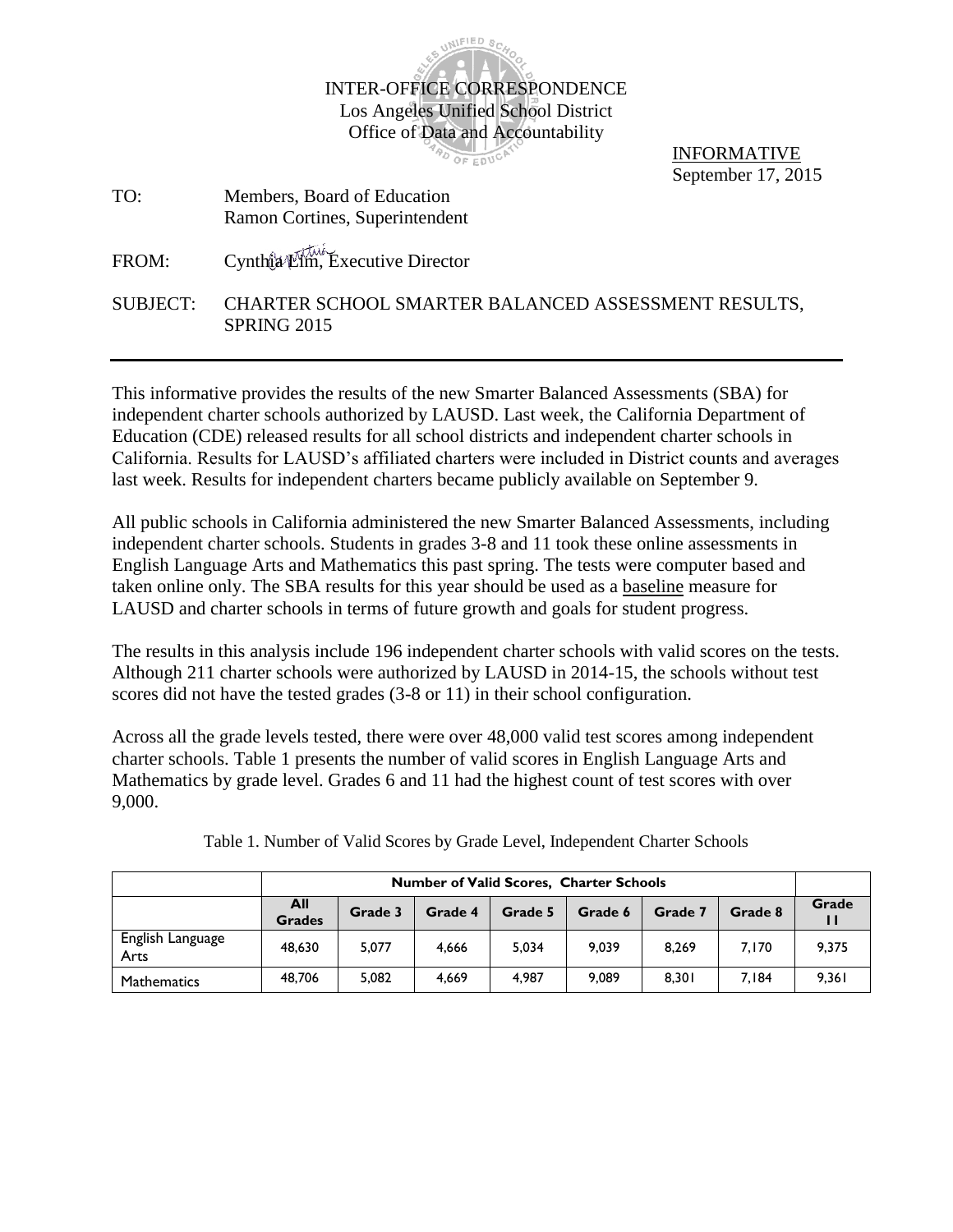INTER-OFFICE CORRESPONDENCE
Los Angeles Unified School District
Office of Data and Accountability

INFORMATIVE
September 17, 2015

TO: Members, Board of Education
Ramon Cortines, Superintendent

FROM: Cynthia Lim, Executive Director

SUBJECT: CHARTER SCHOOL SMARTER BALANCED ASSESSMENT RESULTS, SPRING 2015

---

This informative provides the results of the new Smarter Balanced Assessments (SBA) for independent charter schools authorized by LAUSD. Last week, the California Department of Education (CDE) released results for all school districts and independent charter schools in California. Results for LAUSD's affiliated charters were included in District counts and averages last week. Results for independent charters became publicly available on September 9.

All public schools in California administered the new Smarter Balanced Assessments, including independent charter schools. Students in grades 3-8 and 11 took these online assessments in English Language Arts and Mathematics this past spring. The tests were computer based and taken online only. The SBA results for this year should be used as a baseline measure for LAUSD and charter schools in terms of future growth and goals for student progress.

The results in this analysis include 196 independent charter schools with valid scores on the tests. Although 211 charter schools were authorized by LAUSD in 2014-15, the schools without test scores did not have the tested grades (3-8 or 11) in their school configuration.

Across all the grade levels tested, there were over 48,000 valid test scores among independent charter schools. Table 1 presents the number of valid scores in English Language Arts and Mathematics by grade level. Grades 6 and 11 had the highest count of test scores with over 9,000.

Table 1. Number of Valid Scores by Grade Level, Independent Charter Schools

| | Number of Valid Scores, Charter Schools | | | | | | | |
|---|---|---|---|---|---|---|---|---|
| | All Grades | Grade 3 | Grade 4 | Grade 5 | Grade 6 | Grade 7 | Grade 8 | Grade 11 |
| English Language Arts | 48,630 | 5,077 | 4,666 | 5,034 | 9,039 | 8,269 | 7,170 | 9,375 |
| Mathematics | 48,706 | 5,082 | 4,669 | 4,987 | 9,089 | 8,301 | 7,184 | 9,361 |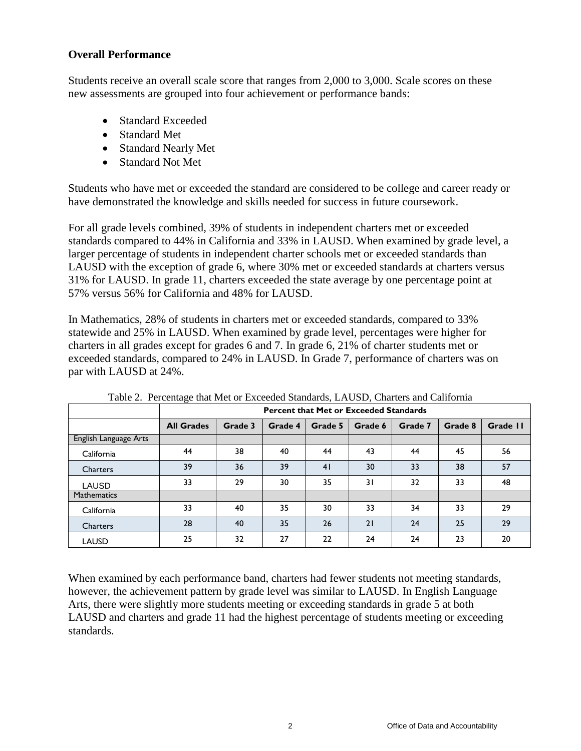## Overall Performance

Students receive an overall scale score that ranges from 2,000 to 3,000. Scale scores on these new assessments are grouped into four achievement or performance bands:

- Standard Exceeded
- Standard Met
- Standard Nearly Met
- Standard Not Met

Students who have met or exceeded the standard are considered to be college and career ready or have demonstrated the knowledge and skills needed for success in future coursework.

For all grade levels combined, 39% of students in independent charters met or exceeded standards compared to 44% in California and 33% in LAUSD. When examined by grade level, a larger percentage of students in independent charter schools met or exceeded standards than LAUSD with the exception of grade 6, where 30% met or exceeded standards at charters versus 31% for LAUSD. In grade 11, charters exceeded the state average by one percentage point at 57% versus 56% for California and 48% for LAUSD.

In Mathematics, 28% of students in charters met or exceeded standards, compared to 33% statewide and 25% in LAUSD. When examined by grade level, percentages were higher for charters in all grades except for grades 6 and 7. In grade 6, 21% of charter students met or exceeded standards, compared to 24% in LAUSD. In Grade 7, performance of charters was on par with LAUSD at 24%.

Table 2. Percentage that Met or Exceeded Standards, LAUSD, Charters and California

| | Percent that Met or Exceeded Standards | | | | | | | |
|---|---|---|---|---|---|---|---|---|
| | All Grades | Grade 3 | Grade 4 | Grade 5 | Grade 6 | Grade 7 | Grade 8 | Grade 11 |
| English Language Arts | | | | | | | | |
| California | 44 | 38 | 40 | 44 | 43 | 44 | 45 | 56 |
| Charters | 39 | 36 | 39 | 41 | 30 | 33 | 38 | 57 |
| LAUSD | 33 | 29 | 30 | 35 | 31 | 32 | 33 | 48 |
| Mathematics | | | | | | | | |
| California | 33 | 40 | 35 | 30 | 33 | 34 | 33 | 29 |
| Charters | 28 | 40 | 35 | 26 | 21 | 24 | 25 | 29 |
| LAUSD | 25 | 32 | 27 | 22 | 24 | 24 | 23 | 20 |

When examined by each performance band, charters had fewer students not meeting standards, however, the achievement pattern by grade level was similar to LAUSD. In English Language Arts, there were slightly more students meeting or exceeding standards in grade 5 at both LAUSD and charters and grade 11 had the highest percentage of students meeting or exceeding standards.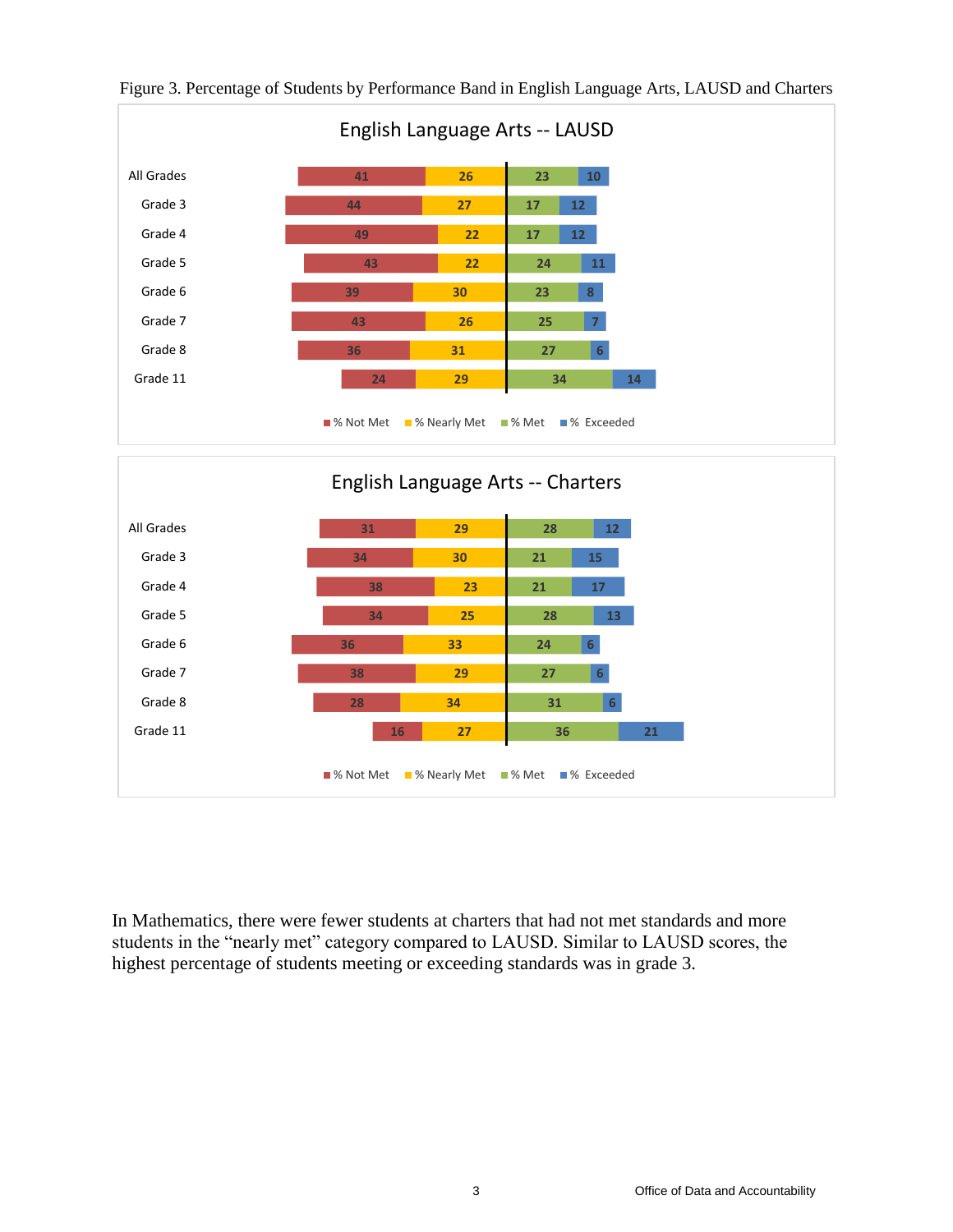Figure 3. Percentage of Students by Performance Band in English Language Arts, LAUSD and Charters

**English Language Arts -- LAUSD**

| | % Not Met | % Nearly Met | % Met | % Exceeded |
|---|---|---|---|---|
| All Grades | 41 | 26 | 23 | 10 |
| Grade 3 | 44 | 27 | 17 | 12 |
| Grade 4 | 49 | 22 | 17 | 12 |
| Grade 5 | 43 | 22 | 24 | 11 |
| Grade 6 | 39 | 30 | 23 | 8 |
| Grade 7 | 43 | 26 | 25 | 7 |
| Grade 8 | 36 | 31 | 27 | 6 |
| Grade 11 | 24 | 29 | 34 | 14 |

**English Language Arts -- Charters**

| | % Not Met | % Nearly Met | % Met | % Exceeded |
|---|---|---|---|---|
| All Grades | 31 | 29 | 28 | 12 |
| Grade 3 | 34 | 30 | 21 | 15 |
| Grade 4 | 38 | 23 | 21 | 17 |
| Grade 5 | 34 | 25 | 28 | 13 |
| Grade 6 | 36 | 33 | 24 | 6 |
| Grade 7 | 38 | 29 | 27 | 6 |
| Grade 8 | 28 | 34 | 31 | 6 |
| Grade 11 | 16 | 27 | 36 | 21 |

In Mathematics, there were fewer students at charters that had not met standards and more students in the "nearly met" category compared to LAUSD. Similar to LAUSD scores, the highest percentage of students meeting or exceeding standards was in grade 3.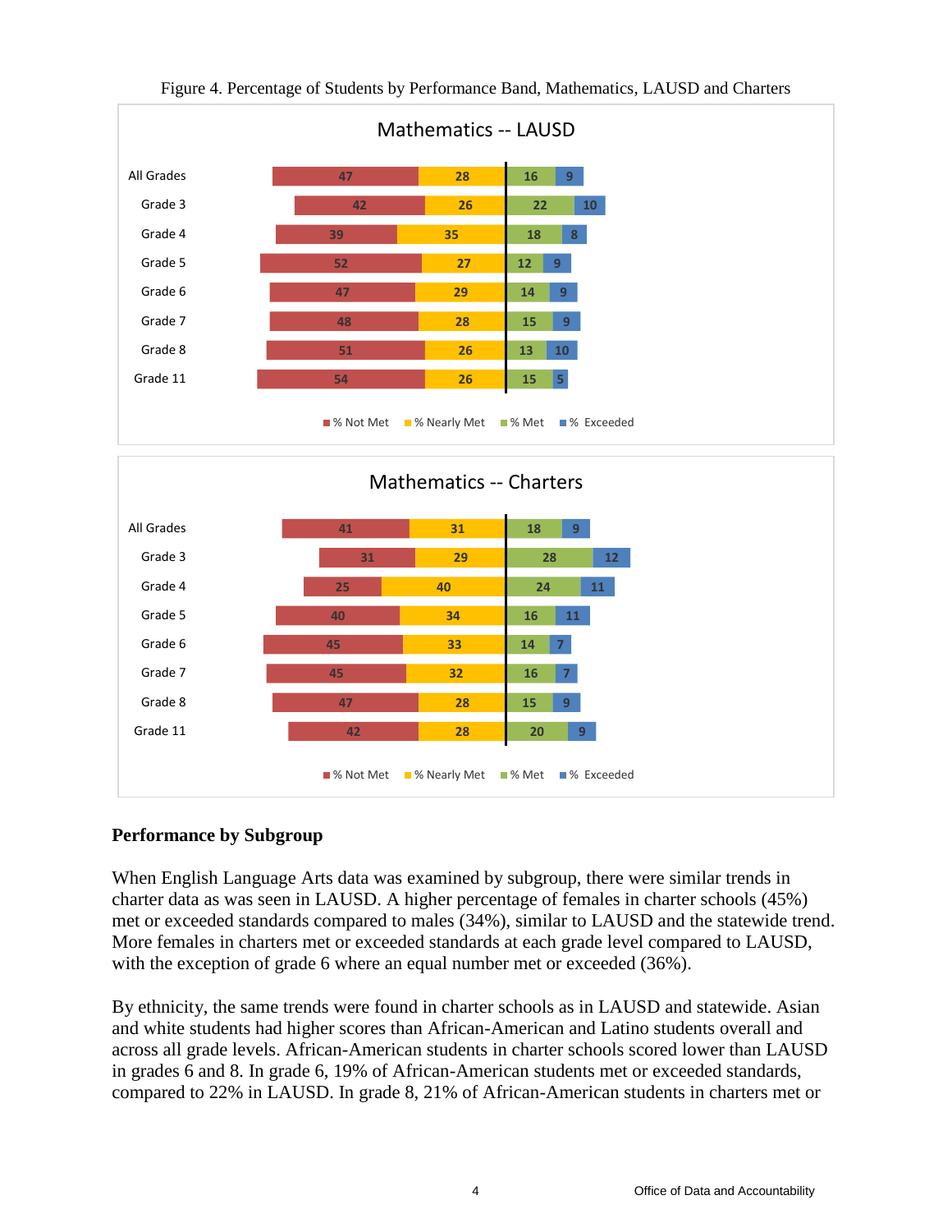Figure 4. Percentage of Students by Performance Band, Mathematics, LAUSD and Charters

**Mathematics -- LAUSD**

| | % Not Met | % Nearly Met | % Met | % Exceeded |
|---|---|---|---|---|
| All Grades | 47 | 28 | 16 | 9 |
| Grade 3 | 42 | 26 | 22 | 10 |
| Grade 4 | 39 | 35 | 18 | 8 |
| Grade 5 | 52 | 27 | 12 | 9 |
| Grade 6 | 47 | 29 | 14 | 9 |
| Grade 7 | 48 | 28 | 15 | 9 |
| Grade 8 | 51 | 26 | 13 | 10 |
| Grade 11 | 54 | 26 | 15 | 5 |

**Mathematics -- Charters**

| | % Not Met | % Nearly Met | % Met | % Exceeded |
|---|---|---|---|---|
| All Grades | 41 | 31 | 18 | 9 |
| Grade 3 | 31 | 29 | 28 | 12 |
| Grade 4 | 25 | 40 | 24 | 11 |
| Grade 5 | 40 | 34 | 16 | 11 |
| Grade 6 | 45 | 33 | 14 | 7 |
| Grade 7 | 45 | 32 | 16 | 7 |
| Grade 8 | 47 | 28 | 15 | 9 |
| Grade 11 | 42 | 28 | 20 | 9 |

## Performance by Subgroup

When English Language Arts data was examined by subgroup, there were similar trends in charter data as was seen in LAUSD. A higher percentage of females in charter schools (45%) met or exceeded standards compared to males (34%), similar to LAUSD and the statewide trend. More females in charters met or exceeded standards at each grade level compared to LAUSD, with the exception of grade 6 where an equal number met or exceeded (36%).

By ethnicity, the same trends were found in charter schools as in LAUSD and statewide. Asian and white students had higher scores than African-American and Latino students overall and across all grade levels. African-American students in charter schools scored lower than LAUSD in grades 6 and 8. In grade 6, 19% of African-American students met or exceeded standards, compared to 22% in LAUSD. In grade 8, 21% of African-American students in charters met or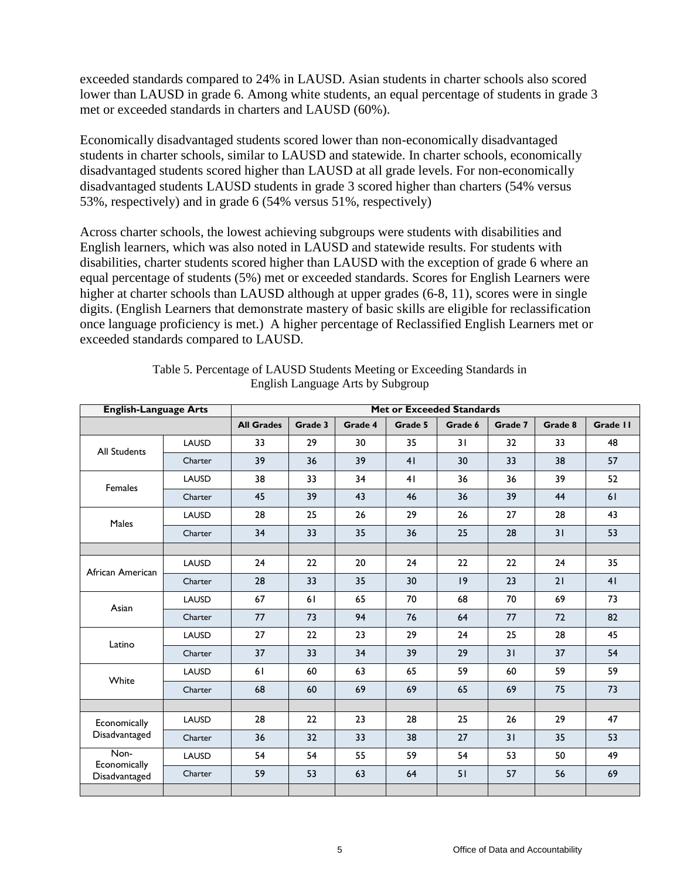exceeded standards compared to 24% in LAUSD. Asian students in charter schools also scored lower than LAUSD in grade 6. Among white students, an equal percentage of students in grade 3 met or exceeded standards in charters and LAUSD (60%).

Economically disadvantaged students scored lower than non-economically disadvantaged students in charter schools, similar to LAUSD and statewide. In charter schools, economically disadvantaged students scored higher than LAUSD at all grade levels. For non-economically disadvantaged students LAUSD students in grade 3 scored higher than charters (54% versus 53%, respectively) and in grade 6 (54% versus 51%, respectively)

Across charter schools, the lowest achieving subgroups were students with disabilities and English learners, which was also noted in LAUSD and statewide results. For students with disabilities, charter students scored higher than LAUSD with the exception of grade 6 where an equal percentage of students (5%) met or exceeded standards. Scores for English Learners were higher at charter schools than LAUSD although at upper grades (6-8, 11), scores were in single digits. (English Learners that demonstrate mastery of basic skills are eligible for reclassification once language proficiency is met.) A higher percentage of Reclassified English Learners met or exceeded standards compared to LAUSD.

Table 5. Percentage of LAUSD Students Meeting or Exceeding Standards in English Language Arts by Subgroup

| English-Language Arts | | Met or Exceeded Standards | | | | | | | |
|---|---|---|---|---|---|---|---|---|---|
| | | All Grades | Grade 3 | Grade 4 | Grade 5 | Grade 6 | Grade 7 | Grade 8 | Grade 11 |
| All Students | LAUSD | 33 | 29 | 30 | 35 | 31 | 32 | 33 | 48 |
| | Charter | 39 | 36 | 39 | 41 | 30 | 33 | 38 | 57 |
| Females | LAUSD | 38 | 33 | 34 | 41 | 36 | 36 | 39 | 52 |
| | Charter | 45 | 39 | 43 | 46 | 36 | 39 | 44 | 61 |
| Males | LAUSD | 28 | 25 | 26 | 29 | 26 | 27 | 28 | 43 |
| | Charter | 34 | 33 | 35 | 36 | 25 | 28 | 31 | 53 |
| | | | | | | | | | |
| African American | LAUSD | 24 | 22 | 20 | 24 | 22 | 22 | 24 | 35 |
| | Charter | 28 | 33 | 35 | 30 | 19 | 23 | 21 | 41 |
| Asian | LAUSD | 67 | 61 | 65 | 70 | 68 | 70 | 69 | 73 |
| | Charter | 77 | 73 | 94 | 76 | 64 | 77 | 72 | 82 |
| Latino | LAUSD | 27 | 22 | 23 | 29 | 24 | 25 | 28 | 45 |
| | Charter | 37 | 33 | 34 | 39 | 29 | 31 | 37 | 54 |
| White | LAUSD | 61 | 60 | 63 | 65 | 59 | 60 | 59 | 59 |
| | Charter | 68 | 60 | 69 | 69 | 65 | 69 | 75 | 73 |
| | | | | | | | | | |
| Economically Disadvantaged | LAUSD | 28 | 22 | 23 | 28 | 25 | 26 | 29 | 47 |
| | Charter | 36 | 32 | 33 | 38 | 27 | 31 | 35 | 53 |
| Non-Economically Disadvantaged | LAUSD | 54 | 54 | 55 | 59 | 54 | 53 | 50 | 49 |
| | Charter | 59 | 53 | 63 | 64 | 51 | 57 | 56 | 69 |
| | | | | | | | | | |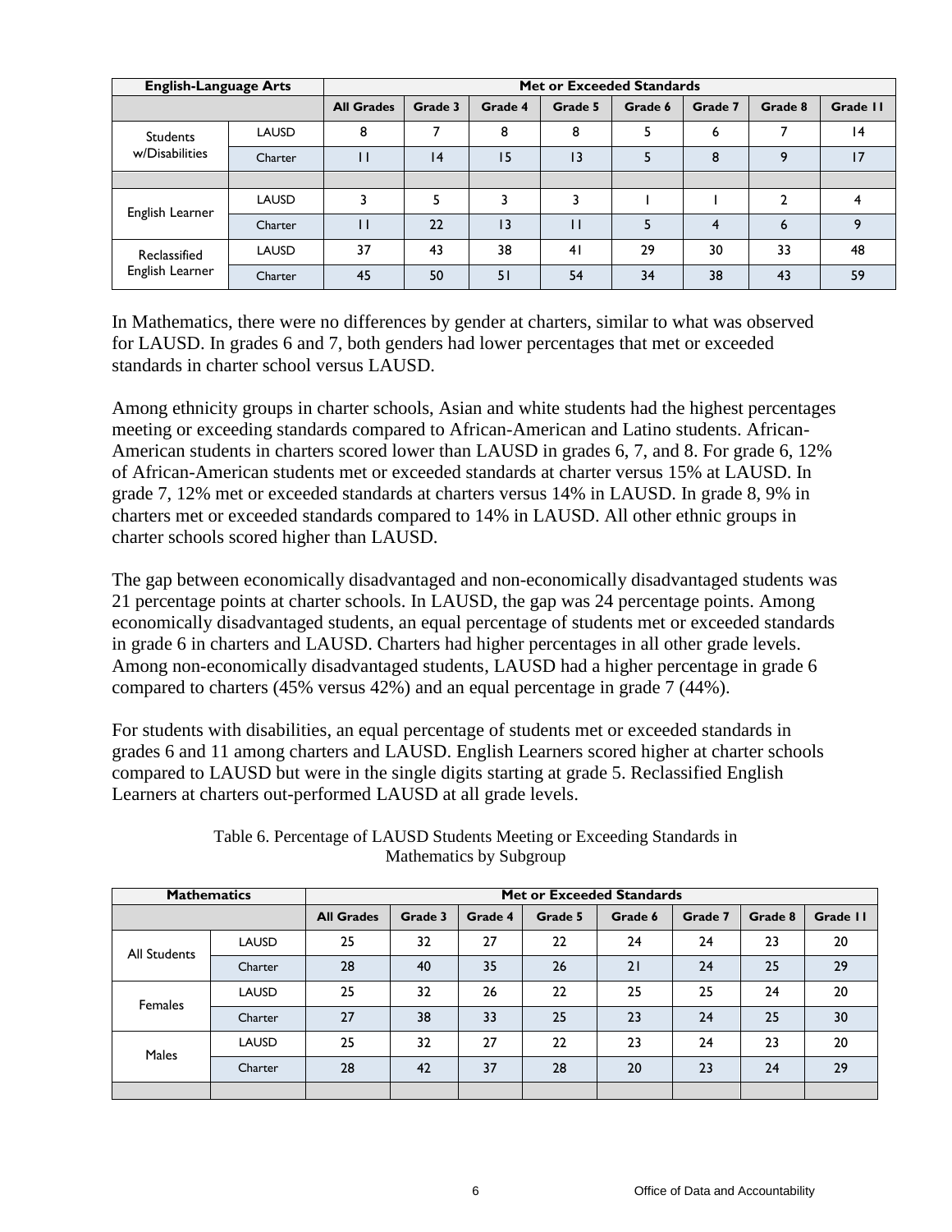| English-Language Arts | | Met or Exceeded Standards | | | | | | | |
|---|---|---|---|---|---|---|---|---|---|
| | | All Grades | Grade 3 | Grade 4 | Grade 5 | Grade 6 | Grade 7 | Grade 8 | Grade 11 |
| Students w/Disabilities | LAUSD | 8 | 7 | 8 | 8 | 5 | 6 | 7 | 14 |
| | Charter | 11 | 14 | 15 | 13 | 5 | 8 | 9 | 17 |
| | | | | | | | | | |
| English Learner | LAUSD | 3 | 5 | 3 | 3 | 1 | 1 | 2 | 4 |
| | Charter | 11 | 22 | 13 | 11 | 5 | 4 | 6 | 9 |
| Reclassified English Learner | LAUSD | 37 | 43 | 38 | 41 | 29 | 30 | 33 | 48 |
| | Charter | 45 | 50 | 51 | 54 | 34 | 38 | 43 | 59 |

In Mathematics, there were no differences by gender at charters, similar to what was observed for LAUSD. In grades 6 and 7, both genders had lower percentages that met or exceeded standards in charter school versus LAUSD.

Among ethnicity groups in charter schools, Asian and white students had the highest percentages meeting or exceeding standards compared to African-American and Latino students. African-American students in charters scored lower than LAUSD in grades 6, 7, and 8. For grade 6, 12% of African-American students met or exceeded standards at charter versus 15% at LAUSD. In grade 7, 12% met or exceeded standards at charters versus 14% in LAUSD. In grade 8, 9% in charters met or exceeded standards compared to 14% in LAUSD. All other ethnic groups in charter schools scored higher than LAUSD.

The gap between economically disadvantaged and non-economically disadvantaged students was 21 percentage points at charter schools. In LAUSD, the gap was 24 percentage points. Among economically disadvantaged students, an equal percentage of students met or exceeded standards in grade 6 in charters and LAUSD. Charters had higher percentages in all other grade levels. Among non-economically disadvantaged students, LAUSD had a higher percentage in grade 6 compared to charters (45% versus 42%) and an equal percentage in grade 7 (44%).

For students with disabilities, an equal percentage of students met or exceeded standards in grades 6 and 11 among charters and LAUSD. English Learners scored higher at charter schools compared to LAUSD but were in the single digits starting at grade 5. Reclassified English Learners at charters out-performed LAUSD at all grade levels.

Table 6. Percentage of LAUSD Students Meeting or Exceeding Standards in Mathematics by Subgroup

| Mathematics | | Met or Exceeded Standards | | | | | | | |
|---|---|---|---|---|---|---|---|---|---|
| | | All Grades | Grade 3 | Grade 4 | Grade 5 | Grade 6 | Grade 7 | Grade 8 | Grade 11 |
| All Students | LAUSD | 25 | 32 | 27 | 22 | 24 | 24 | 23 | 20 |
| | Charter | 28 | 40 | 35 | 26 | 21 | 24 | 25 | 29 |
| Females | LAUSD | 25 | 32 | 26 | 22 | 25 | 25 | 24 | 20 |
| | Charter | 27 | 38 | 33 | 25 | 23 | 24 | 25 | 30 |
| Males | LAUSD | 25 | 32 | 27 | 22 | 23 | 24 | 23 | 20 |
| | Charter | 28 | 42 | 37 | 28 | 20 | 23 | 24 | 29 |
| | | | | | | | | | |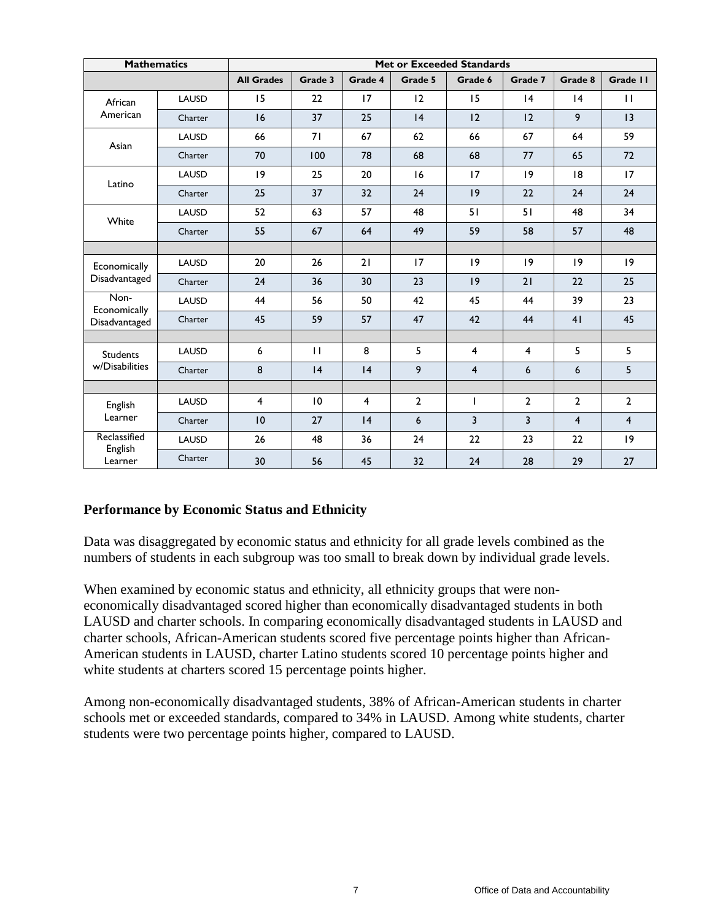| Mathematics | | Met or Exceeded Standards | | | | | | | |
|---|---|---|---|---|---|---|---|---|---|
| | | All Grades | Grade 3 | Grade 4 | Grade 5 | Grade 6 | Grade 7 | Grade 8 | Grade 11 |
| African American | LAUSD | 15 | 22 | 17 | 12 | 15 | 14 | 14 | 11 |
| | Charter | 16 | 37 | 25 | 14 | 12 | 12 | 9 | 13 |
| Asian | LAUSD | 66 | 71 | 67 | 62 | 66 | 67 | 64 | 59 |
| | Charter | 70 | 100 | 78 | 68 | 68 | 77 | 65 | 72 |
| Latino | LAUSD | 19 | 25 | 20 | 16 | 17 | 19 | 18 | 17 |
| | Charter | 25 | 37 | 32 | 24 | 19 | 22 | 24 | 24 |
| White | LAUSD | 52 | 63 | 57 | 48 | 51 | 51 | 48 | 34 |
| | Charter | 55 | 67 | 64 | 49 | 59 | 58 | 57 | 48 |
| | | | | | | | | | |
| Economically Disadvantaged | LAUSD | 20 | 26 | 21 | 17 | 19 | 19 | 19 | 19 |
| | Charter | 24 | 36 | 30 | 23 | 19 | 21 | 22 | 25 |
| Non-Economically Disadvantaged | LAUSD | 44 | 56 | 50 | 42 | 45 | 44 | 39 | 23 |
| | Charter | 45 | 59 | 57 | 47 | 42 | 44 | 41 | 45 |
| | | | | | | | | | |
| Students w/Disabilities | LAUSD | 6 | 11 | 8 | 5 | 4 | 4 | 5 | 5 |
| | Charter | 8 | 14 | 14 | 9 | 4 | 6 | 6 | 5 |
| | | | | | | | | | |
| English Learner | LAUSD | 4 | 10 | 4 | 2 | 1 | 2 | 2 | 2 |
| | Charter | 10 | 27 | 14 | 6 | 3 | 3 | 4 | 4 |
| Reclassified English Learner | LAUSD | 26 | 48 | 36 | 24 | 22 | 23 | 22 | 19 |
| | Charter | 30 | 56 | 45 | 32 | 24 | 28 | 29 | 27 |

## Performance by Economic Status and Ethnicity

Data was disaggregated by economic status and ethnicity for all grade levels combined as the numbers of students in each subgroup was too small to break down by individual grade levels.

When examined by economic status and ethnicity, all ethnicity groups that were non-economically disadvantaged scored higher than economically disadvantaged students in both LAUSD and charter schools. In comparing economically disadvantaged students in LAUSD and charter schools, African-American students scored five percentage points higher than African-American students in LAUSD, charter Latino students scored 10 percentage points higher and white students at charters scored 15 percentage points higher.

Among non-economically disadvantaged students, 38% of African-American students in charter schools met or exceeded standards, compared to 34% in LAUSD. Among white students, charter students were two percentage points higher, compared to LAUSD.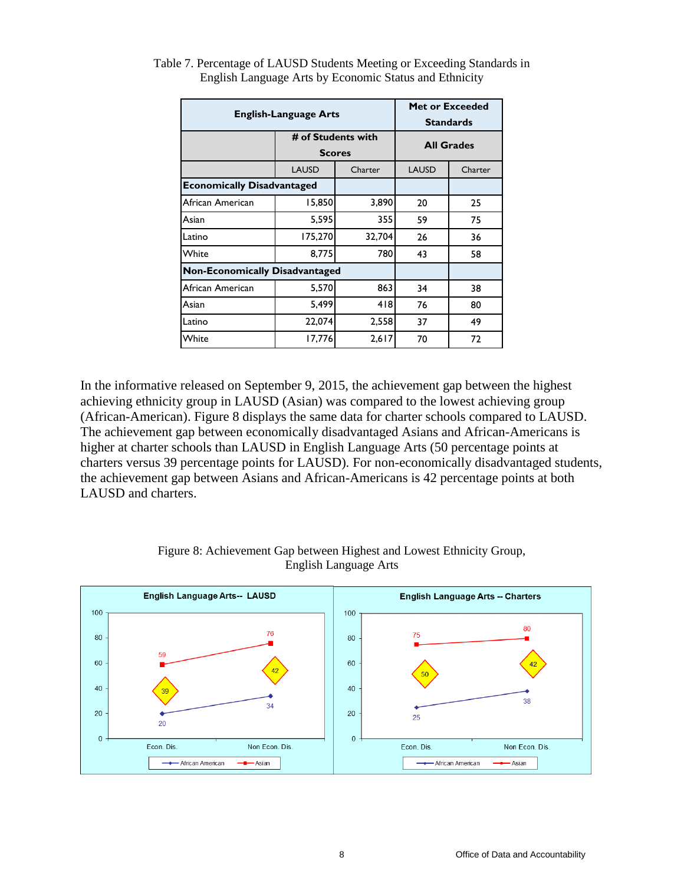Table 7. Percentage of LAUSD Students Meeting or Exceeding Standards in English Language Arts by Economic Status and Ethnicity

| English-Language Arts | | | Met or Exceeded Standards | |
|---|---|---|---|---|
| | # of Students with Scores | | All Grades | |
| | LAUSD | Charter | LAUSD | Charter |
| **Economically Disadvantaged** | | | | |
| African American | 15,850 | 3,890 | 20 | 25 |
| Asian | 5,595 | 355 | 59 | 75 |
| Latino | 175,270 | 32,704 | 26 | 36 |
| White | 8,775 | 780 | 43 | 58 |
| **Non-Economically Disadvantaged** | | | | |
| African American | 5,570 | 863 | 34 | 38 |
| Asian | 5,499 | 418 | 76 | 80 |
| Latino | 22,074 | 2,558 | 37 | 49 |
| White | 17,776 | 2,617 | 70 | 72 |

In the informative released on September 9, 2015, the achievement gap between the highest achieving ethnicity group in LAUSD (Asian) was compared to the lowest achieving group (African-American). Figure 8 displays the same data for charter schools compared to LAUSD. The achievement gap between economically disadvantaged Asians and African-Americans is higher at charter schools than LAUSD in English Language Arts (50 percentage points at charters versus 39 percentage points for LAUSD). For non-economically disadvantaged students, the achievement gap between Asians and African-Americans is 42 percentage points at both LAUSD and charters.

Figure 8: Achievement Gap between Highest and Lowest Ethnicity Group, English Language Arts

**English Language Arts-- LAUSD**

| | Econ. Dis. | Non Econ. Dis. |
|---|---|---|
| African American | 20 | 34 |
| Asian | 59 | 76 |
| Gap | 39 | 42 |

**English Language Arts -- Charters**

| | Econ. Dis. | Non Econ. Dis. |
|---|---|---|
| African American | 25 | 38 |
| Asian | 75 | 80 |
| Gap | 50 | 42 |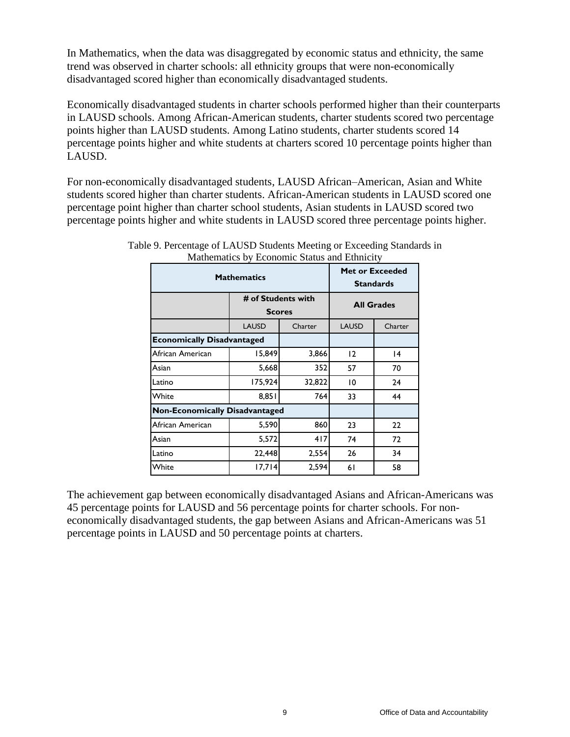In Mathematics, when the data was disaggregated by economic status and ethnicity, the same trend was observed in charter schools: all ethnicity groups that were non-economically disadvantaged scored higher than economically disadvantaged students.

Economically disadvantaged students in charter schools performed higher than their counterparts in LAUSD schools. Among African-American students, charter students scored two percentage points higher than LAUSD students. Among Latino students, charter students scored 14 percentage points higher and white students at charters scored 10 percentage points higher than LAUSD.

For non-economically disadvantaged students, LAUSD African–American, Asian and White students scored higher than charter students. African-American students in LAUSD scored one percentage point higher than charter school students, Asian students in LAUSD scored two percentage points higher and white students in LAUSD scored three percentage points higher.

Table 9. Percentage of LAUSD Students Meeting or Exceeding Standards in Mathematics by Economic Status and Ethnicity

| **Mathematics** | | | **Met or Exceeded Standards** | |
|---|---|---|---|---|
| | **# of Students with Scores** | | **All Grades** | |
| | LAUSD | Charter | LAUSD | Charter |
| **Economically Disadvantaged** | | | | |
| African American | 15,849 | 3,866 | 12 | 14 |
| Asian | 5,668 | 352 | 57 | 70 |
| Latino | 175,924 | 32,822 | 10 | 24 |
| White | 8,851 | 764 | 33 | 44 |
| **Non-Economically Disadvantaged** | | | | |
| African American | 5,590 | 860 | 23 | 22 |
| Asian | 5,572 | 417 | 74 | 72 |
| Latino | 22,448 | 2,554 | 26 | 34 |
| White | 17,714 | 2,594 | 61 | 58 |

The achievement gap between economically disadvantaged Asians and African-Americans was 45 percentage points for LAUSD and 56 percentage points for charter schools. For non-economically disadvantaged students, the gap between Asians and African-Americans was 51 percentage points in LAUSD and 50 percentage points at charters.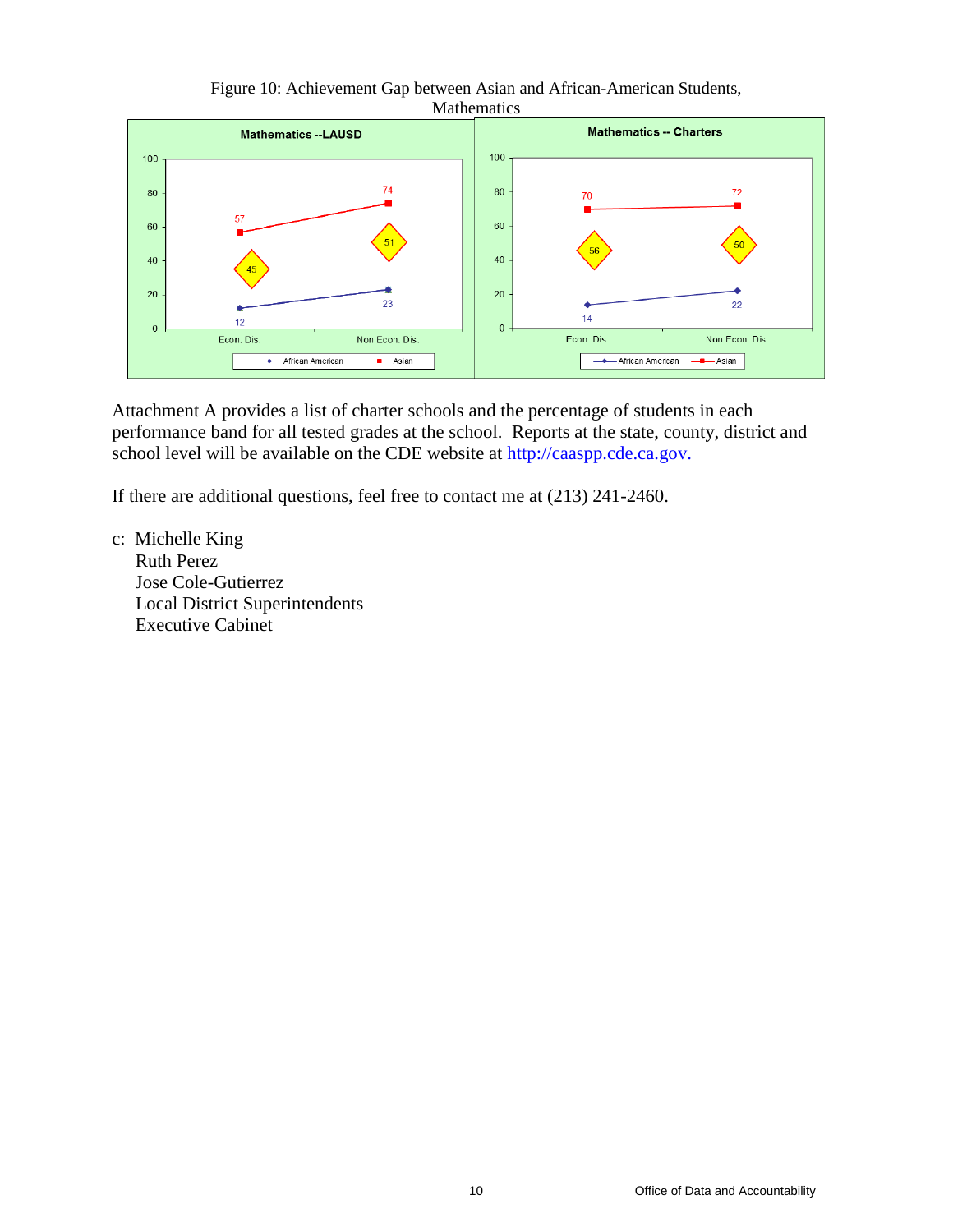Figure 10: Achievement Gap between Asian and African-American Students, Mathematics

Mathematics --LAUSD

100
80
60
40
20
0

57
74
45
51
12
23

Econ. Dis.
Non Econ. Dis.

African American
Asian

Mathematics -- Charters

100
80
60
40
20
0

70
72
56
50
14
22

Econ. Dis.
Non Econ. Dis.

African American
Asian

Attachment A provides a list of charter schools and the percentage of students in each performance band for all tested grades at the school. Reports at the state, county, district and school level will be available on the CDE website at http://caaspp.cde.ca.gov.

If there are additional questions, feel free to contact me at (213) 241-2460.

c: Michelle King
Ruth Perez
Jose Cole-Gutierrez
Local District Superintendents
Executive Cabinet

Office of Data and Accountability